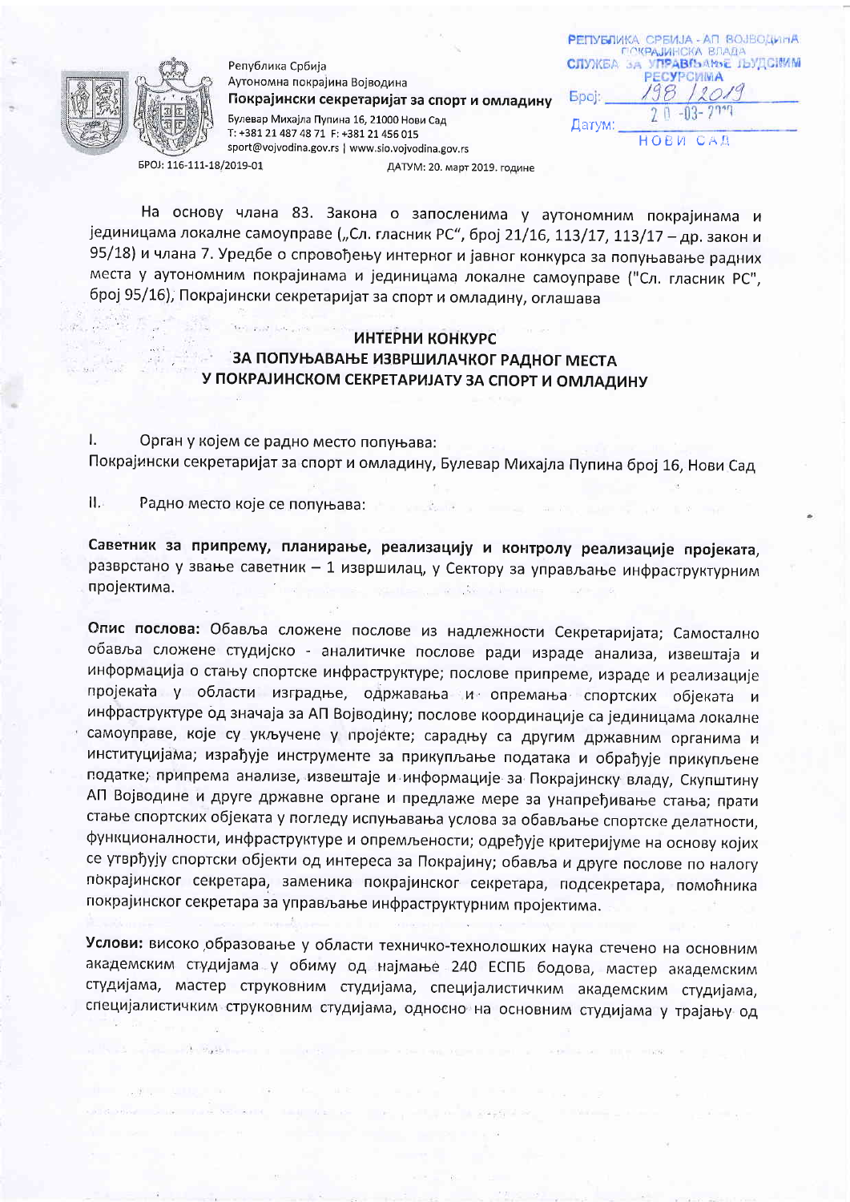Република Србија
Аутономна покрајина Војводина
**Покрајински секретаријат за спорт и омладину**
Булевар Михајла Пупина 16, 21000 Нови Сад
Т: +381 21 487 48 71 Ф: +381 21 456 015
sport@vojvodina.gov.rs | www.sio.vojvodina.gov.rs

РЕПУБЛИКА СРБИЈА - АП ВОЈВОДИНА
ПОКРАЈИНСКА ВЛАДА
СЛУЖБА ЗА УПРАВЉАЊЕ ЉУДСКИМ РЕСУРСИМА
Број: 198/2019
Датум: 20-03-2019
НОВИ САД

БРОЈ: 116-111-18/2019-01 ДАТУМ: 20. март 2019. године

На основу члана 83. Закона о запосленима у аутономним покрајинама и јединицама локалне самоуправе („Сл. гласник РС", број 21/16, 113/17, 113/17 – др. закон и 95/18) и члана 7. Уредбе о спровођењу интерног и јавног конкурса за попуњавање радних места у аутономним покрајинама и јединицама локалне самоуправе ("Сл. гласник РС", број 95/16), Покрајински секретаријат за спорт и омладину, оглашава

## ИНТЕРНИ КОНКУРС ЗА ПОПУЊАВАЊЕ ИЗВРШИЛАЧКОГ РАДНОГ МЕСТА У ПОКРАЈИНСКОМ СЕКРЕТАРИЈАТУ ЗА СПОРТ И ОМЛАДИНУ

I. Орган у којем се радно место попуњава:
Покрајински секретаријат за спорт и омладину, Булевар Михајла Пупина број 16, Нови Сад

II. Радно место које се попуњава:

**Саветник за припрему, планирање, реализацију и контролу реализације пројеката**, разврстано у звање саветник – 1 извршилац, у Сектору за управљање инфраструктурним пројектима.

**Опис послова:** Обавља сложене послове из надлежности Секретаријата; Самостално обавља сложене студијско - аналитичке послове ради израде анализа, извештаја и информација о стању спортске инфраструктуре; послове припреме, израде и реализације пројеката у области изградње, одржавања и опремања спортских објеката и инфраструктуре од значаја за АП Војводину; послове координације са јединицама локалне самоуправе, које су укључене у пројекте; сарадњу са другим државним органима и институцијама; израђује инструменте за прикупљање података и обрађује прикупљене податке; припрема анализе, извештаје и информације за Покрајинску владу, Скупштину АП Војводине и друге државне органе и предлаже мере за унапређивање стања; прати стање спортских објеката у погледу испуњавања услова за обављање спортске делатности, функционалности, инфраструктуре и опремљености; одређује критеријуме на основу којих се утврђују спортски објекти од интереса за Покрајину; обавља и друге послове по налогу покрајинског секретара, заменика покрајинског секретара, подсекретара, помоћника покрајинског секретара за управљање инфраструктурним пројектима.

**Услови:** високо образовање у области техничко-технолошких наука стечено на основним академским студијама у обиму од најмање 240 ЕСПБ бодова, мастер академским студијама, мастер струковним студијама, специјалистичким академским студијама, специјалистичким струковним студијама, односно на основним студијама у трајању од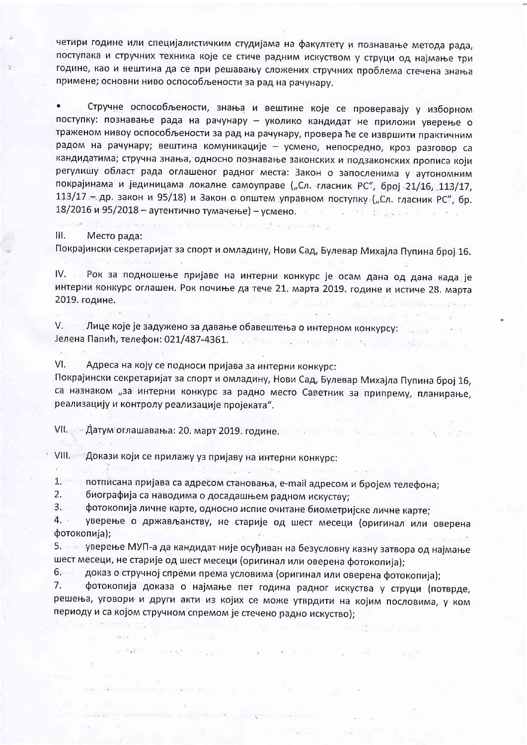четири године или специјалистичким студијама на факултету и познавање метода рада, поступака и стручних техника које се стиче радним искуством у струци од најмање три године, као и вештина да се при решавању сложених стручних проблема стечена знања примене; основни ниво оспособљености за рад на рачунару.

- Стручне оспособљености, знања и вештине које се проверавају у изборном поступку: познавање рада на рачунару – уколико кандидат не приложи уверење о траженом нивоу оспособљености за рад на рачунару, провера ће се извршити практичним радом на рачунару; вештина комуникације – усмено, непосредно, кроз разговор са кандидатима; стручна знања, односно познавање законских и подзаконских прописа који регулишу област рада оглашеног радног места: Закон о запосленима у аутономним покрајинама и јединицама локалне самоуправе („Сл. гласник РС", број 21/16, 113/17, 113/17 – др. закон и 95/18) и Закон о општем управном поступку („Сл. гласник РС", бр. 18/2016 и 95/2018 – аутентично тумачење) – усмено.

III. Место рада:
Покрајински секретаријат за спорт и омладину, Нови Сад, Булевар Михајла Пупина број 16.

IV. Рок за подношење пријаве на интерни конкурс је осам дана од дана када је интерни конкурс оглашен. Рок почиње да тече 21. марта 2019. године и истиче 28. марта 2019. године.

V. Лице које је задужено за давање обавештења о интерном конкурсу:
Јелена Папић, телефон: 021/487-4361.

VI. Адреса на коју се подноси пријава за интерни конкурс:
Покрајински секретаријат за спорт и омладину, Нови Сад, Булевар Михајла Пупина број 16, са назнаком „за интерни конкурс за радно место Саветник за припрему, планирање, реализацију и контролу реализације пројеката".

VII. Датум оглашавања: 20. март 2019. године.

VIII. Докази који се прилажу уз пријаву на интерни конкурс:

1. потписана пријава са адресом становања, e-mail адресом и бројем телефона;
2. биографија са наводима о досадашњем радном искуству;
3. фотокопија личне карте, односно испис очитане биометријске личне карте;
4. уверење о држављанству, не старије од шест месеци (оригинал или оверена фотокопија);
5. уверење МУП-а да кандидат није осуђиван на безусловну казну затвора од најмање шест месеци, не старије од шест месеци (оригинал или оверена фотокопија);
6. доказ о стручној спреми према условима (оригинал или оверена фотокопија);
7. фотокопија доказа о најмање пет година радног искуства у струци (потврде, решења, уговори и други акти из којих се може утврдити на којим пословима, у ком периоду и са којом стручном спремом је стечено радно искуство);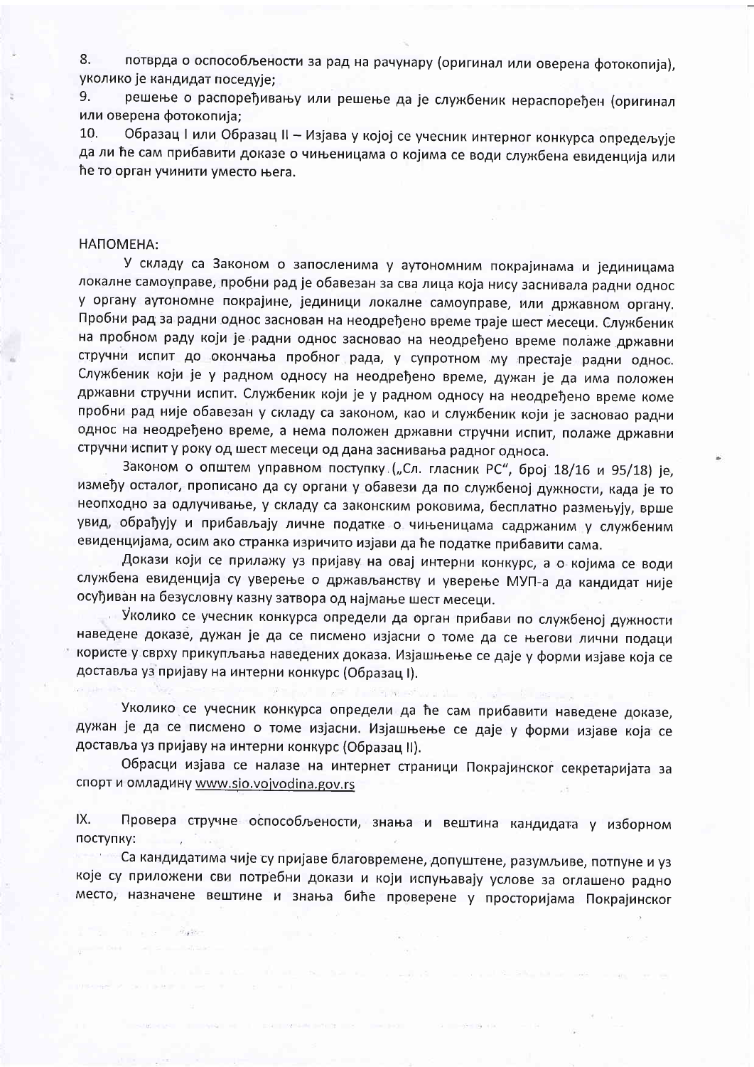8. потврда о оспособљености за рад на рачунару (оригинал или оверена фотокопија), уколико је кандидат поседује;

9. решење о распоређивању или решење да је службеник нераспоређен (оригинал или оверена фотокопија;

10. Образац I или Образац II – Изјава у којој се учесник интерног конкурса опредељује да ли ће сам прибавити доказе о чињеницама о којима се води службена евиденција или ће то орган учинити уместо њега.

НАПОМЕНА:

У складу са Законом о запосленима у аутономним покрајинама и јединицама локалне самоуправе, пробни рад је обавезан за сва лица која нису заснивала радни однос у органу аутономне покрајине, јединици локалне самоуправе, или државном органу. Пробни рад за радни однос заснован на неодређено време траје шест месеци. Службеник на пробном раду који је радни однос засновао на неодређено време полаже државни стручни испит до окончања пробног рада, у супротном му престаје радни однос. Службеник који је у радном односу на неодређено време, дужан је да има положен државни стручни испит. Службеник који је у радном односу на неодређено време коме пробни рад није обавезан у складу са законом, као и службеник који је засновао радни однос на неодређено време, а нема положен државни стручни испит, полаже државни стручни испит у року од шест месеци од дана заснивања радног односа.

Законом о општем управном поступку („Сл. гласник РС", број 18/16 и 95/18) је, између осталог, прописано да су органи у обавези да по службеној дужности, када је то неопходно за одлучивање, у складу са законским роковима, бесплатно размењују, врше увид, обрађују и прибављају личне податке о чињеницама садржаним у службеним евиденцијама, осим ако странка изричито изјави да ће податке прибавити сама.

Докази који се прилажу уз пријаву на овај интерни конкурс, а о којима се води службена евиденција су уверење о држављанству и уверење МУП-а да кандидат није осуђиван на безусловну казну затвора од најмање шест месеци.

Уколико се учесник конкурса определи да орган прибави по службеној дужности наведене доказе, дужан је да се писмено изјасни о томе да се његови лични подаци користе у сврху прикупљања наведених доказа. Изјашњење се даје у форми изјаве која се доставља уз пријаву на интерни конкурс (Образац I).

Уколико се учесник конкурса определи да ће сам прибавити наведене доказе, дужан је да се писмено о томе изјасни. Изјашњење се даје у форми изјаве која се доставља уз пријаву на интерни конкурс (Образац II).

Обрасци изјава се налазе на интернет страници Покрајинског секретаријата за спорт и омладину www.sio.vojvodina.gov.rs

IX. Провера стручне оспособљености, знања и вештина кандидата у изборном поступку:

Са кандидатима чије су пријаве благовремене, допуштене, разумљиве, потпуне и уз које су приложени сви потребни докази и који испуњавају услове за оглашено радно место, назначене вештине и знања биће проверене у просторијама Покрајинског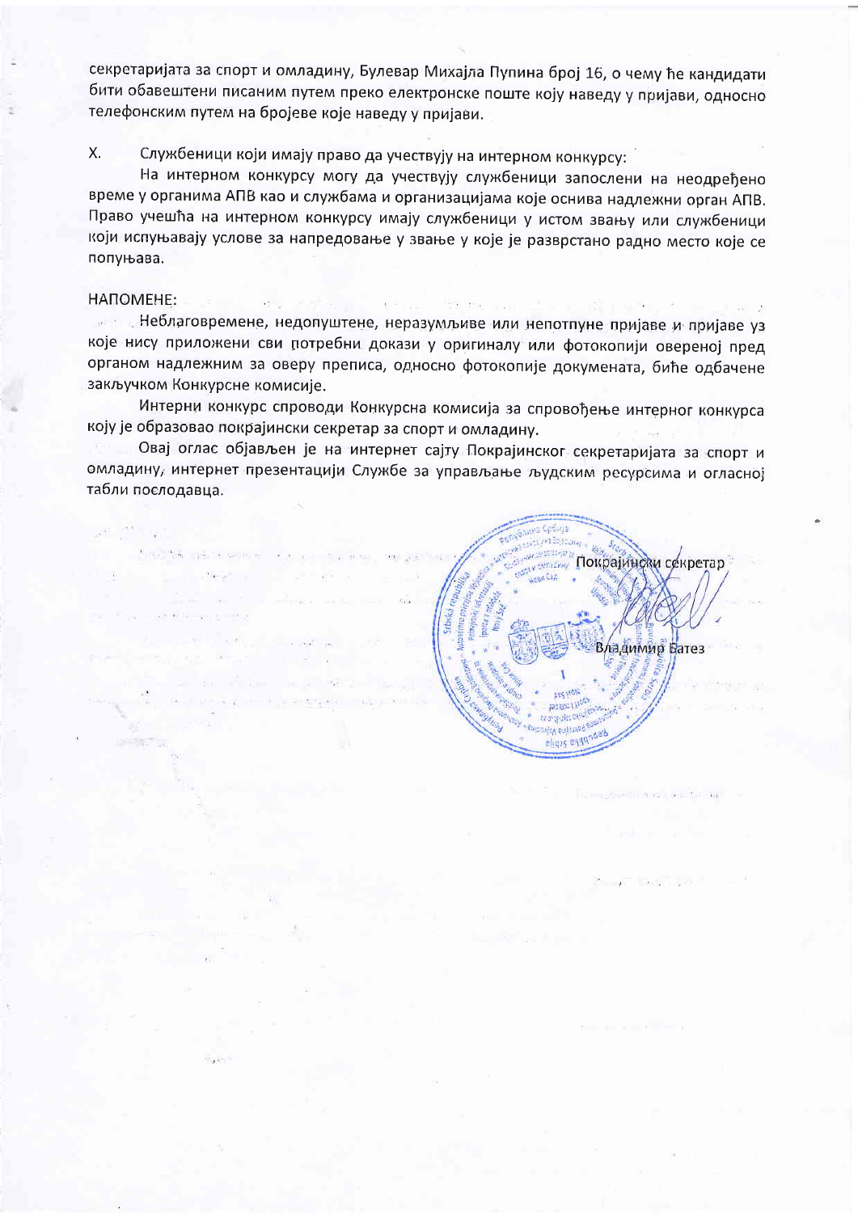секретаријата за спорт и омладину, Булевар Михајла Пупина број 16, о чему ће кандидати бити обавештени писаним путем преко електронске поште коју наведу у пријави, односно телефонским путем на бројеве које наведу у пријави.

X. Службеници који имају право да учествују на интерном конкурсу:

На интерном конкурсу могу да учествују службеници запослени на неодређено време у органима АПВ као и службама и организацијама које оснива надлежни орган АПВ. Право учешћа на интерном конкурсу имају службеници у истом звању или службеници који испуњавају услове за напредовање у звање у које је разврстано радно место које се попуњава.

НАПОМЕНЕ:

Неблаговремене, недопуштене, неразумљиве или непотпуне пријаве и пријаве уз које нису приложени сви потребни докази у оригиналу или фотокопији овереној пред органом надлежним за оверу преписа, односно фотокопије докумената, биће одбачене закључком Конкурсне комисије.

Интерни конкурс спроводи Конкурсна комисија за спровођење интерног конкурса коју је образовао покрајински секретар за спорт и омладину.

Овај оглас објављен је на интернет сајту Покрајинског секретаријата за спорт и омладину, интернет презентацији Службе за управљање људским ресурсима и огласној табли послодавца.

Покрајински секретар

Владимир Батез